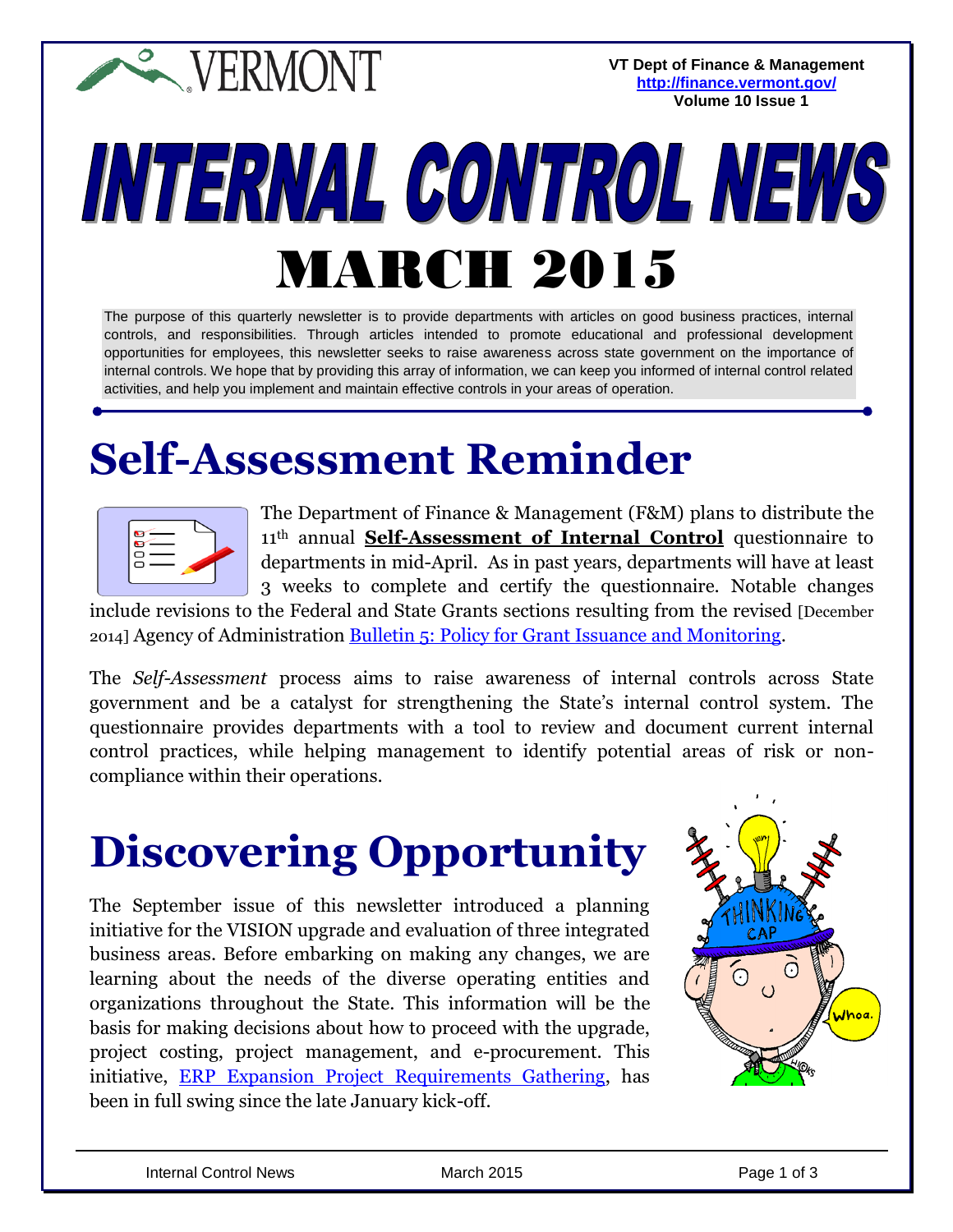VT Dept of Finance & Management
http://finance.vermont.gov/
Volume 10 Issue 1

# INTERNAL CONTROL NEWS

# MARCH 2015

The purpose of this quarterly newsletter is to provide departments with articles on good business practices, internal controls, and responsibilities. Through articles intended to promote educational and professional development opportunities for employees, this newsletter seeks to raise awareness across state government on the importance of internal controls. We hope that by providing this array of information, we can keep you informed of internal control related activities, and help you implement and maintain effective controls in your areas of operation.

## Self-Assessment Reminder

The Department of Finance & Management (F&M) plans to distribute the 11th annual **Self-Assessment of Internal Control** questionnaire to departments in mid-April. As in past years, departments will have at least 3 weeks to complete and certify the questionnaire. Notable changes include revisions to the Federal and State Grants sections resulting from the revised [December 2014] Agency of Administration Bulletin 5: Policy for Grant Issuance and Monitoring.

The *Self-Assessment* process aims to raise awareness of internal controls across State government and be a catalyst for strengthening the State's internal control system. The questionnaire provides departments with a tool to review and document current internal control practices, while helping management to identify potential areas of risk or non-compliance within their operations.

## Discovering Opportunity

The September issue of this newsletter introduced a planning initiative for the VISION upgrade and evaluation of three integrated business areas. Before embarking on making any changes, we are learning about the needs of the diverse operating entities and organizations throughout the State. This information will be the basis for making decisions about how to proceed with the upgrade, project costing, project management, and e-procurement. This initiative, ERP Expansion Project Requirements Gathering, has been in full swing since the late January kick-off.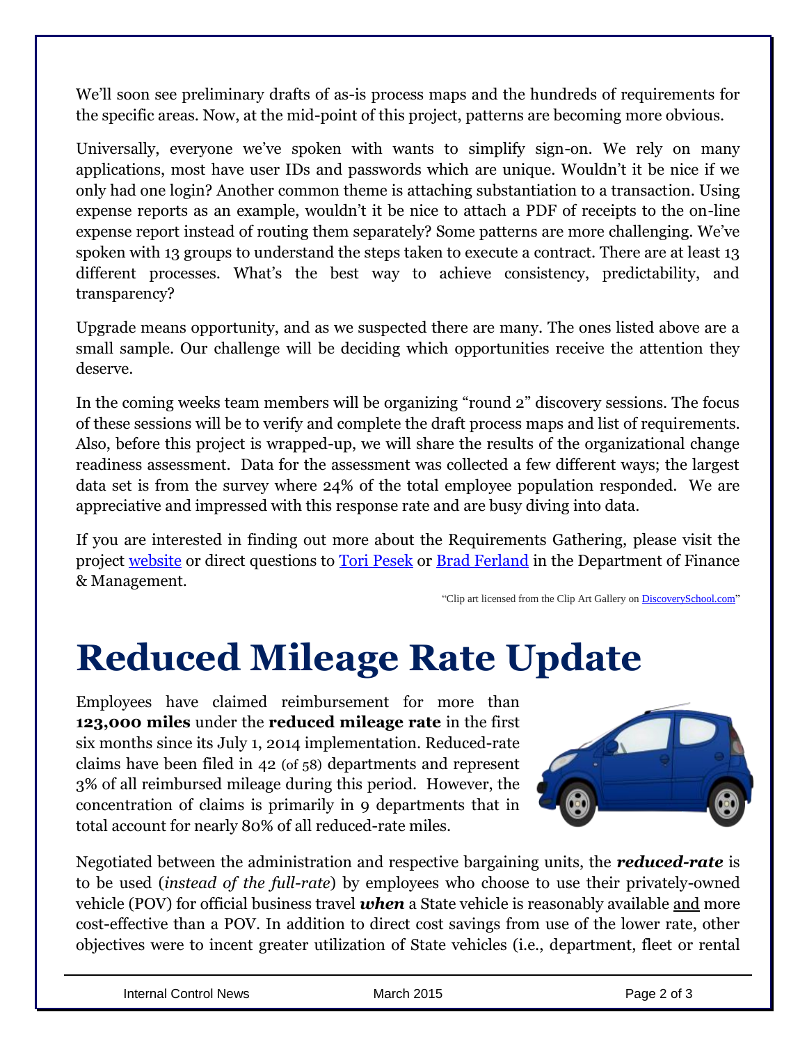We'll soon see preliminary drafts of as-is process maps and the hundreds of requirements for the specific areas. Now, at the mid-point of this project, patterns are becoming more obvious.

Universally, everyone we've spoken with wants to simplify sign-on. We rely on many applications, most have user IDs and passwords which are unique. Wouldn't it be nice if we only had one login? Another common theme is attaching substantiation to a transaction. Using expense reports as an example, wouldn't it be nice to attach a PDF of receipts to the on-line expense report instead of routing them separately? Some patterns are more challenging. We've spoken with 13 groups to understand the steps taken to execute a contract. There are at least 13 different processes. What's the best way to achieve consistency, predictability, and transparency?

Upgrade means opportunity, and as we suspected there are many. The ones listed above are a small sample. Our challenge will be deciding which opportunities receive the attention they deserve.

In the coming weeks team members will be organizing "round 2" discovery sessions. The focus of these sessions will be to verify and complete the draft process maps and list of requirements. Also, before this project is wrapped-up, we will share the results of the organizational change readiness assessment. Data for the assessment was collected a few different ways; the largest data set is from the survey where 24% of the total employee population responded. We are appreciative and impressed with this response rate and are busy diving into data.

If you are interested in finding out more about the Requirements Gathering, please visit the project [website] or direct questions to [Tori Pesek] or [Brad Ferland] in the Department of Finance & Management.

"Clip art licensed from the Clip Art Gallery on [DiscoverySchool.com]"

# Reduced Mileage Rate Update

Employees have claimed reimbursement for more than **123,000 miles** under the **reduced mileage rate** in the first six months since its July 1, 2014 implementation. Reduced-rate claims have been filed in 42 (of 58) departments and represent 3% of all reimbursed mileage during this period. However, the concentration of claims is primarily in 9 departments that in total account for nearly 80% of all reduced-rate miles.

Negotiated between the administration and respective bargaining units, the ***reduced-rate*** is to be used (*instead of the full-rate*) by employees who choose to use their privately-owned vehicle (POV) for official business travel ***when*** a State vehicle is reasonably available and more cost-effective than a POV. In addition to direct cost savings from use of the lower rate, other objectives were to incent greater utilization of State vehicles (i.e., department, fleet or rental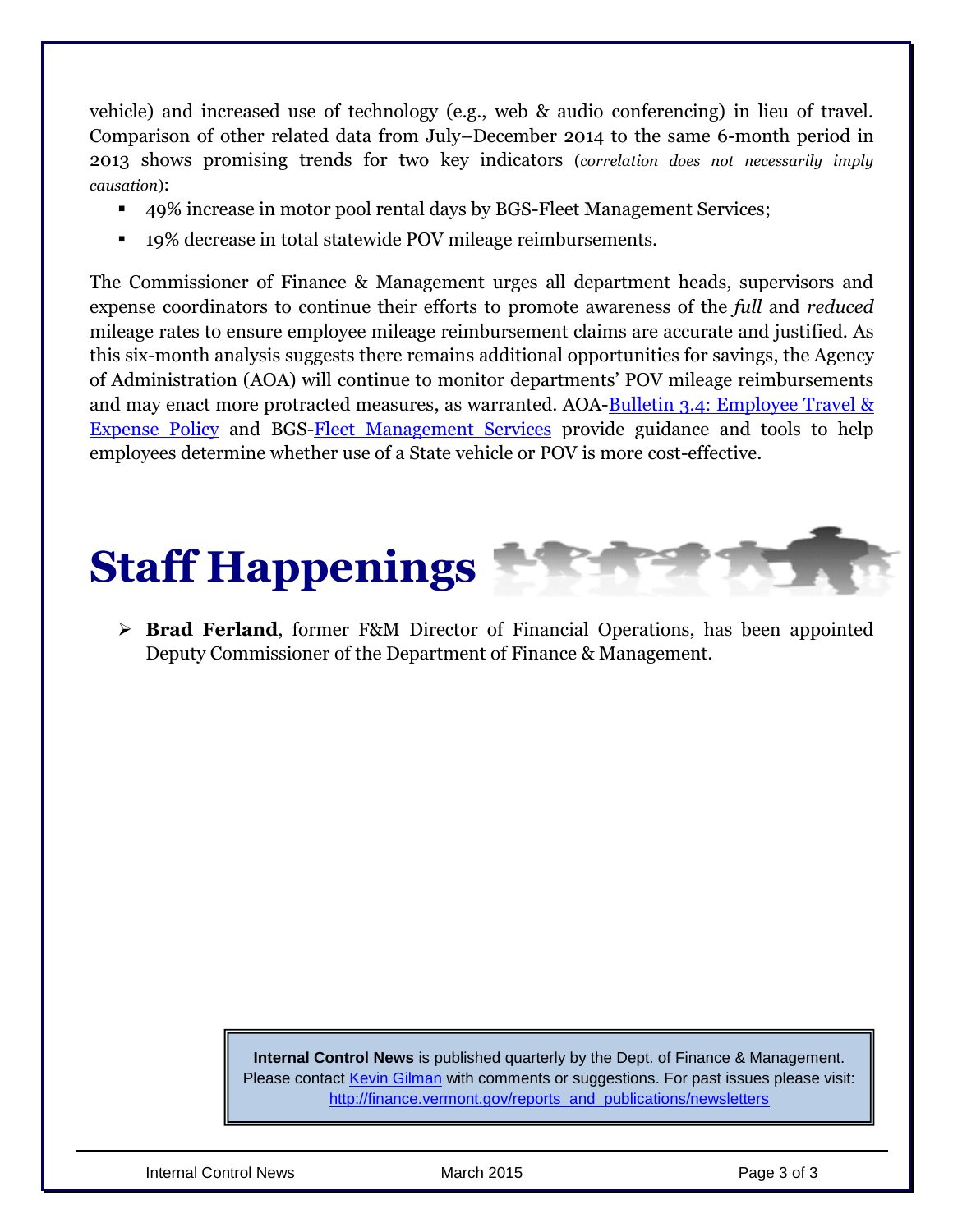vehicle) and increased use of technology (e.g., web & audio conferencing) in lieu of travel. Comparison of other related data from July–December 2014 to the same 6-month period in 2013 shows promising trends for two key indicators (*correlation does not necessarily imply causation*):

- 49% increase in motor pool rental days by BGS-Fleet Management Services;
- 19% decrease in total statewide POV mileage reimbursements.

The Commissioner of Finance & Management urges all department heads, supervisors and expense coordinators to continue their efforts to promote awareness of the *full* and *reduced* mileage rates to ensure employee mileage reimbursement claims are accurate and justified. As this six-month analysis suggests there remains additional opportunities for savings, the Agency of Administration (AOA) will continue to monitor departments' POV mileage reimbursements and may enact more protracted measures, as warranted. AOA-Bulletin 3.4: Employee Travel & Expense Policy and BGS-Fleet Management Services provide guidance and tools to help employees determine whether use of a State vehicle or POV is more cost-effective.

# Staff Happenings

- **Brad Ferland**, former F&M Director of Financial Operations, has been appointed Deputy Commissioner of the Department of Finance & Management.

**Internal Control News** is published quarterly by the Dept. of Finance & Management. Please contact Kevin Gilman with comments or suggestions. For past issues please visit: http://finance.vermont.gov/reports_and_publications/newsletters